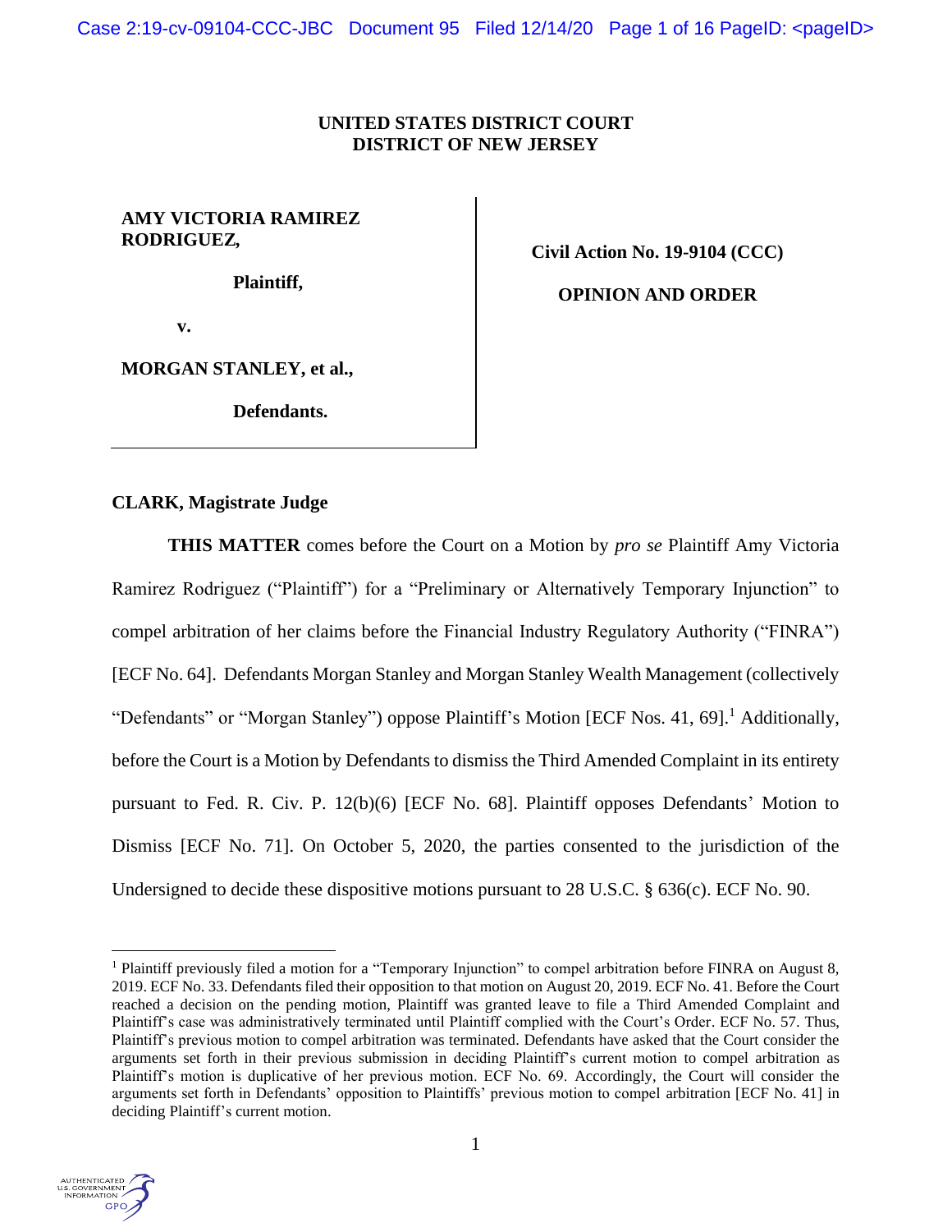**UNITED STATES DISTRICT COURT**
**DISTRICT OF NEW JERSEY**

**AMY VICTORIA RAMIREZ RODRIGUEZ,**

**Plaintiff,**

**v.**

**MORGAN STANLEY, et al.,**

**Defendants.**

**Civil Action No. 19-9104 (CCC)**

**OPINION AND ORDER**

**CLARK, Magistrate Judge**

**THIS MATTER** comes before the Court on a Motion by *pro se* Plaintiff Amy Victoria Ramirez Rodriguez ("Plaintiff") for a "Preliminary or Alternatively Temporary Injunction" to compel arbitration of her claims before the Financial Industry Regulatory Authority ("FINRA") [ECF No. 64]. Defendants Morgan Stanley and Morgan Stanley Wealth Management (collectively "Defendants" or "Morgan Stanley") oppose Plaintiff's Motion [ECF Nos. 41, 69].[1] Additionally, before the Court is a Motion by Defendants to dismiss the Third Amended Complaint in its entirety pursuant to Fed. R. Civ. P. 12(b)(6) [ECF No. 68]. Plaintiff opposes Defendants' Motion to Dismiss [ECF No. 71]. On October 5, 2020, the parties consented to the jurisdiction of the Undersigned to decide these dispositive motions pursuant to 28 U.S.C. § 636(c). ECF No. 90.

[1] Plaintiff previously filed a motion for a "Temporary Injunction" to compel arbitration before FINRA on August 8, 2019. ECF No. 33. Defendants filed their opposition to that motion on August 20, 2019. ECF No. 41. Before the Court reached a decision on the pending motion, Plaintiff was granted leave to file a Third Amended Complaint and Plaintiff's case was administratively terminated until Plaintiff complied with the Court's Order. ECF No. 57. Thus, Plaintiff's previous motion to compel arbitration was terminated. Defendants have asked that the Court consider the arguments set forth in their previous submission in deciding Plaintiff's current motion to compel arbitration as Plaintiff's motion is duplicative of her previous motion. ECF No. 69. Accordingly, the Court will consider the arguments set forth in Defendants' opposition to Plaintiffs' previous motion to compel arbitration [ECF No. 41] in deciding Plaintiff's current motion.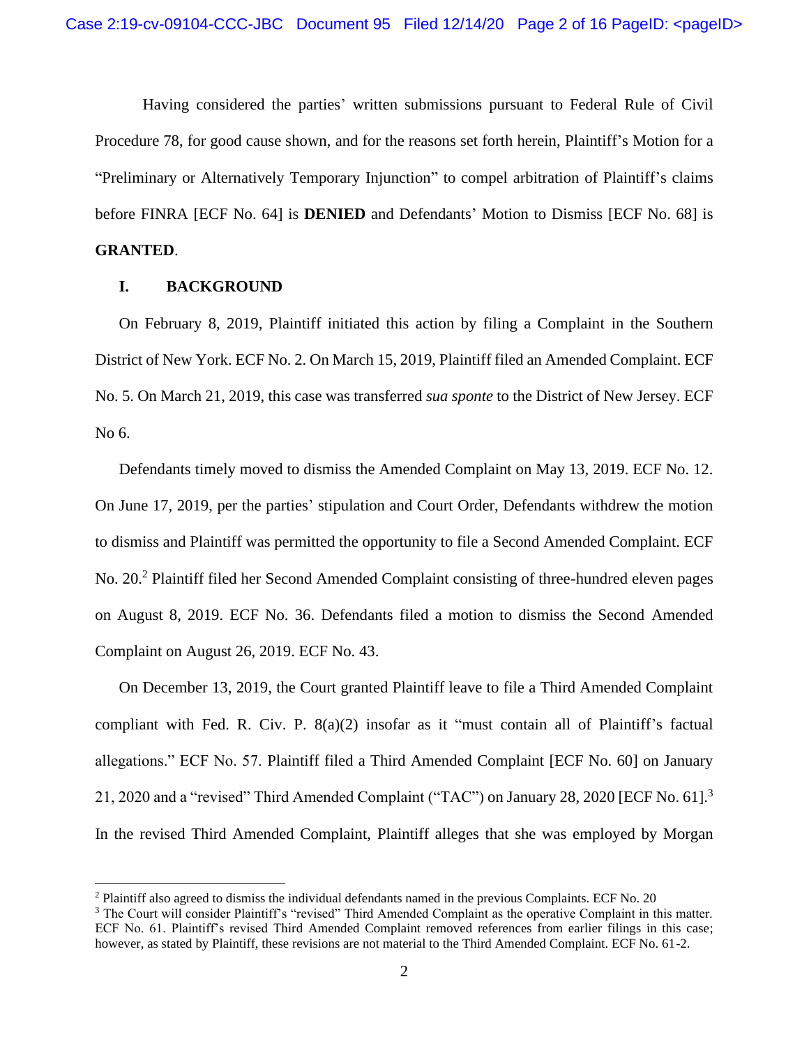Having considered the parties' written submissions pursuant to Federal Rule of Civil Procedure 78, for good cause shown, and for the reasons set forth herein, Plaintiff's Motion for a "Preliminary or Alternatively Temporary Injunction" to compel arbitration of Plaintiff's claims before FINRA [ECF No. 64] is **DENIED** and Defendants' Motion to Dismiss [ECF No. 68] is **GRANTED**.

## I. BACKGROUND

On February 8, 2019, Plaintiff initiated this action by filing a Complaint in the Southern District of New York. ECF No. 2. On March 15, 2019, Plaintiff filed an Amended Complaint. ECF No. 5. On March 21, 2019, this case was transferred *sua sponte* to the District of New Jersey. ECF No 6.

Defendants timely moved to dismiss the Amended Complaint on May 13, 2019. ECF No. 12. On June 17, 2019, per the parties' stipulation and Court Order, Defendants withdrew the motion to dismiss and Plaintiff was permitted the opportunity to file a Second Amended Complaint. ECF No. 20.[2] Plaintiff filed her Second Amended Complaint consisting of three-hundred eleven pages on August 8, 2019. ECF No. 36. Defendants filed a motion to dismiss the Second Amended Complaint on August 26, 2019. ECF No. 43.

On December 13, 2019, the Court granted Plaintiff leave to file a Third Amended Complaint compliant with Fed. R. Civ. P. 8(a)(2) insofar as it "must contain all of Plaintiff's factual allegations." ECF No. 57. Plaintiff filed a Third Amended Complaint [ECF No. 60] on January 21, 2020 and a "revised" Third Amended Complaint ("TAC") on January 28, 2020 [ECF No. 61].[3] In the revised Third Amended Complaint, Plaintiff alleges that she was employed by Morgan

---

[2] Plaintiff also agreed to dismiss the individual defendants named in the previous Complaints. ECF No. 20

[3] The Court will consider Plaintiff's "revised" Third Amended Complaint as the operative Complaint in this matter. ECF No. 61. Plaintiff's revised Third Amended Complaint removed references from earlier filings in this case; however, as stated by Plaintiff, these revisions are not material to the Third Amended Complaint. ECF No. 61-2.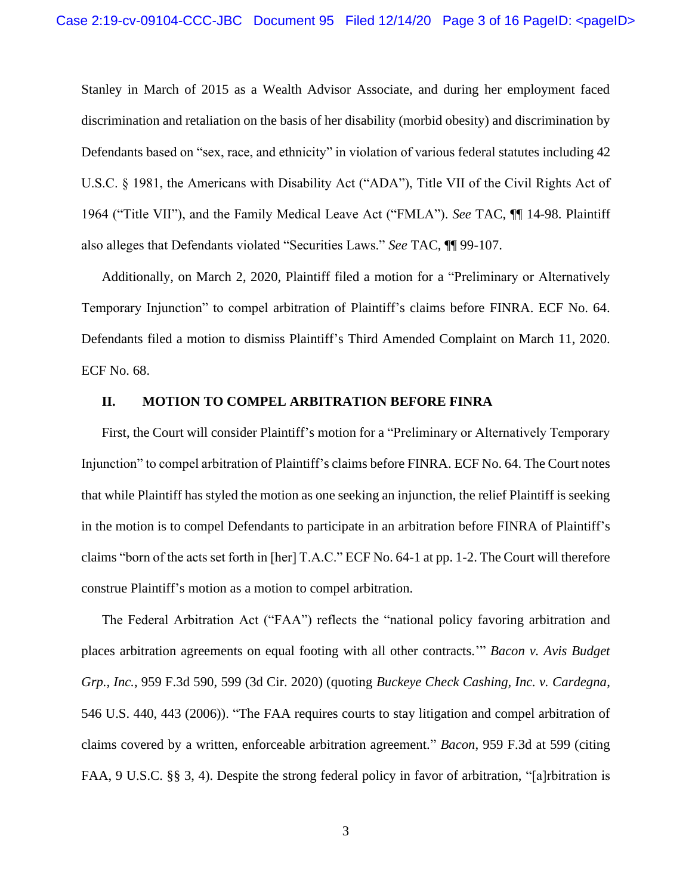Stanley in March of 2015 as a Wealth Advisor Associate, and during her employment faced discrimination and retaliation on the basis of her disability (morbid obesity) and discrimination by Defendants based on "sex, race, and ethnicity" in violation of various federal statutes including 42 U.S.C. § 1981, the Americans with Disability Act ("ADA"), Title VII of the Civil Rights Act of 1964 ("Title VII"), and the Family Medical Leave Act ("FMLA"). *See* TAC, ¶¶ 14-98. Plaintiff also alleges that Defendants violated "Securities Laws." *See* TAC, ¶¶ 99-107.

Additionally, on March 2, 2020, Plaintiff filed a motion for a "Preliminary or Alternatively Temporary Injunction" to compel arbitration of Plaintiff's claims before FINRA. ECF No. 64. Defendants filed a motion to dismiss Plaintiff's Third Amended Complaint on March 11, 2020. ECF No. 68.

## II. MOTION TO COMPEL ARBITRATION BEFORE FINRA

First, the Court will consider Plaintiff's motion for a "Preliminary or Alternatively Temporary Injunction" to compel arbitration of Plaintiff's claims before FINRA. ECF No. 64. The Court notes that while Plaintiff has styled the motion as one seeking an injunction, the relief Plaintiff is seeking in the motion is to compel Defendants to participate in an arbitration before FINRA of Plaintiff's claims "born of the acts set forth in [her] T.A.C." ECF No. 64-1 at pp. 1-2. The Court will therefore construe Plaintiff's motion as a motion to compel arbitration.

The Federal Arbitration Act ("FAA") reflects the "national policy favoring arbitration and places arbitration agreements on equal footing with all other contracts.'" *Bacon v. Avis Budget Grp., Inc.*, 959 F.3d 590, 599 (3d Cir. 2020) (quoting *Buckeye Check Cashing, Inc. v. Cardegna*, 546 U.S. 440, 443 (2006)). "The FAA requires courts to stay litigation and compel arbitration of claims covered by a written, enforceable arbitration agreement." *Bacon*, 959 F.3d at 599 (citing FAA, 9 U.S.C. §§ 3, 4). Despite the strong federal policy in favor of arbitration, "[a]rbitration is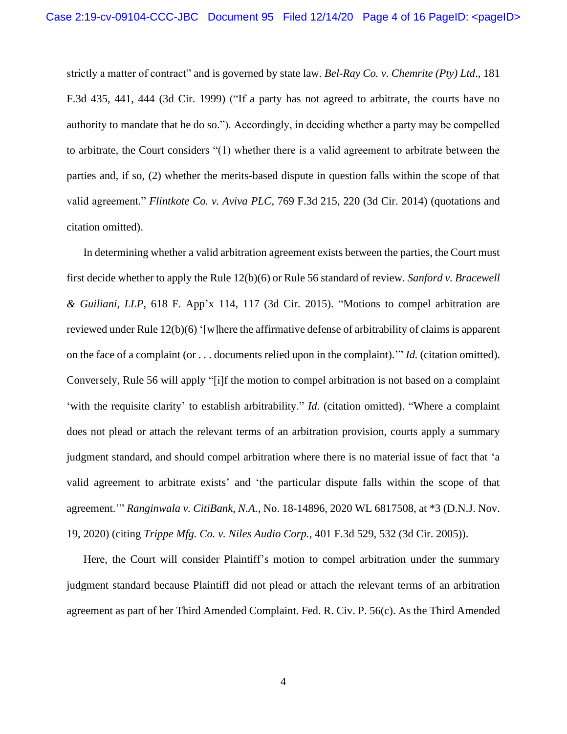strictly a matter of contract" and is governed by state law. *Bel-Ray Co. v. Chemrite (Pty) Ltd*., 181 F.3d 435, 441, 444 (3d Cir. 1999) ("If a party has not agreed to arbitrate, the courts have no authority to mandate that he do so."). Accordingly, in deciding whether a party may be compelled to arbitrate, the Court considers "(1) whether there is a valid agreement to arbitrate between the parties and, if so, (2) whether the merits-based dispute in question falls within the scope of that valid agreement." *Flintkote Co. v. Aviva PLC*, 769 F.3d 215, 220 (3d Cir. 2014) (quotations and citation omitted).

In determining whether a valid arbitration agreement exists between the parties, the Court must first decide whether to apply the Rule 12(b)(6) or Rule 56 standard of review. *Sanford v. Bracewell & Guiliani, LLP*, 618 F. App'x 114, 117 (3d Cir. 2015). "Motions to compel arbitration are reviewed under Rule 12(b)(6) '[w]here the affirmative defense of arbitrability of claims is apparent on the face of a complaint (or . . . documents relied upon in the complaint).'" *Id.* (citation omitted). Conversely, Rule 56 will apply "[i]f the motion to compel arbitration is not based on a complaint 'with the requisite clarity' to establish arbitrability." *Id.* (citation omitted). "Where a complaint does not plead or attach the relevant terms of an arbitration provision, courts apply a summary judgment standard, and should compel arbitration where there is no material issue of fact that 'a valid agreement to arbitrate exists' and 'the particular dispute falls within the scope of that agreement.'" *Ranginwala v. CitiBank, N.A.*, No. 18-14896, 2020 WL 6817508, at *3 (D.N.J. Nov. 19, 2020) (citing *Trippe Mfg. Co. v. Niles Audio Corp.*, 401 F.3d 529, 532 (3d Cir. 2005)).

Here, the Court will consider Plaintiff's motion to compel arbitration under the summary judgment standard because Plaintiff did not plead or attach the relevant terms of an arbitration agreement as part of her Third Amended Complaint. Fed. R. Civ. P. 56(c). As the Third Amended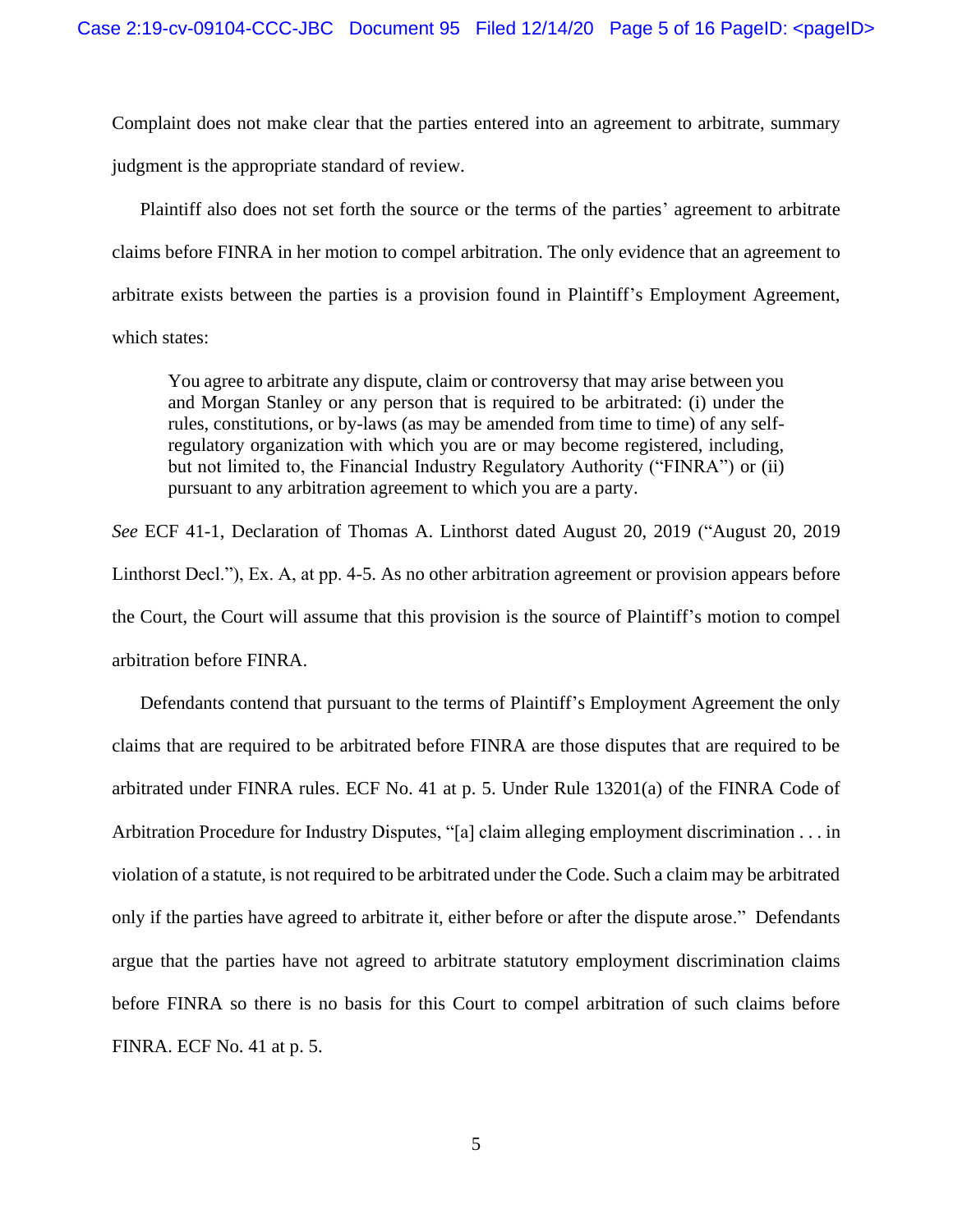Complaint does not make clear that the parties entered into an agreement to arbitrate, summary judgment is the appropriate standard of review.

Plaintiff also does not set forth the source or the terms of the parties' agreement to arbitrate claims before FINRA in her motion to compel arbitration. The only evidence that an agreement to arbitrate exists between the parties is a provision found in Plaintiff's Employment Agreement, which states:

> You agree to arbitrate any dispute, claim or controversy that may arise between you and Morgan Stanley or any person that is required to be arbitrated: (i) under the rules, constitutions, or by-laws (as may be amended from time to time) of any self-regulatory organization with which you are or may become registered, including, but not limited to, the Financial Industry Regulatory Authority ("FINRA") or (ii) pursuant to any arbitration agreement to which you are a party.

*See* ECF 41-1, Declaration of Thomas A. Linthorst dated August 20, 2019 ("August 20, 2019 Linthorst Decl."), Ex. A, at pp. 4-5. As no other arbitration agreement or provision appears before the Court, the Court will assume that this provision is the source of Plaintiff's motion to compel arbitration before FINRA.

Defendants contend that pursuant to the terms of Plaintiff's Employment Agreement the only claims that are required to be arbitrated before FINRA are those disputes that are required to be arbitrated under FINRA rules. ECF No. 41 at p. 5. Under Rule 13201(a) of the FINRA Code of Arbitration Procedure for Industry Disputes, "[a] claim alleging employment discrimination . . . in violation of a statute, is not required to be arbitrated under the Code. Such a claim may be arbitrated only if the parties have agreed to arbitrate it, either before or after the dispute arose." Defendants argue that the parties have not agreed to arbitrate statutory employment discrimination claims before FINRA so there is no basis for this Court to compel arbitration of such claims before FINRA. ECF No. 41 at p. 5.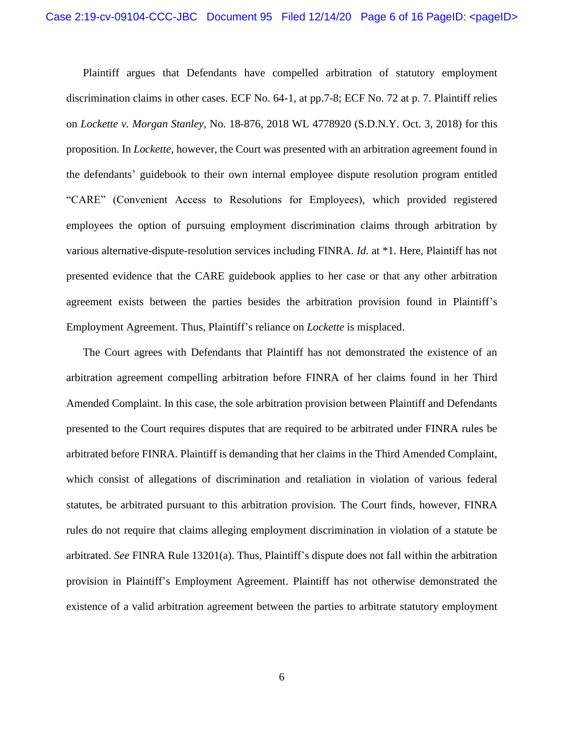Plaintiff argues that Defendants have compelled arbitration of statutory employment discrimination claims in other cases. ECF No. 64-1, at pp.7-8; ECF No. 72 at p. 7. Plaintiff relies on *Lockette v. Morgan Stanley*, No. 18-876, 2018 WL 4778920 (S.D.N.Y. Oct. 3, 2018) for this proposition. In *Lockette*, however, the Court was presented with an arbitration agreement found in the defendants' guidebook to their own internal employee dispute resolution program entitled "CARE" (Convenient Access to Resolutions for Employees), which provided registered employees the option of pursuing employment discrimination claims through arbitration by various alternative-dispute-resolution services including FINRA. *Id.* at *1. Here, Plaintiff has not presented evidence that the CARE guidebook applies to her case or that any other arbitration agreement exists between the parties besides the arbitration provision found in Plaintiff's Employment Agreement. Thus, Plaintiff's reliance on *Lockette* is misplaced.

The Court agrees with Defendants that Plaintiff has not demonstrated the existence of an arbitration agreement compelling arbitration before FINRA of her claims found in her Third Amended Complaint. In this case, the sole arbitration provision between Plaintiff and Defendants presented to the Court requires disputes that are required to be arbitrated under FINRA rules be arbitrated before FINRA. Plaintiff is demanding that her claims in the Third Amended Complaint, which consist of allegations of discrimination and retaliation in violation of various federal statutes, be arbitrated pursuant to this arbitration provision. The Court finds, however, FINRA rules do not require that claims alleging employment discrimination in violation of a statute be arbitrated. *See* FINRA Rule 13201(a). Thus, Plaintiff's dispute does not fall within the arbitration provision in Plaintiff's Employment Agreement. Plaintiff has not otherwise demonstrated the existence of a valid arbitration agreement between the parties to arbitrate statutory employment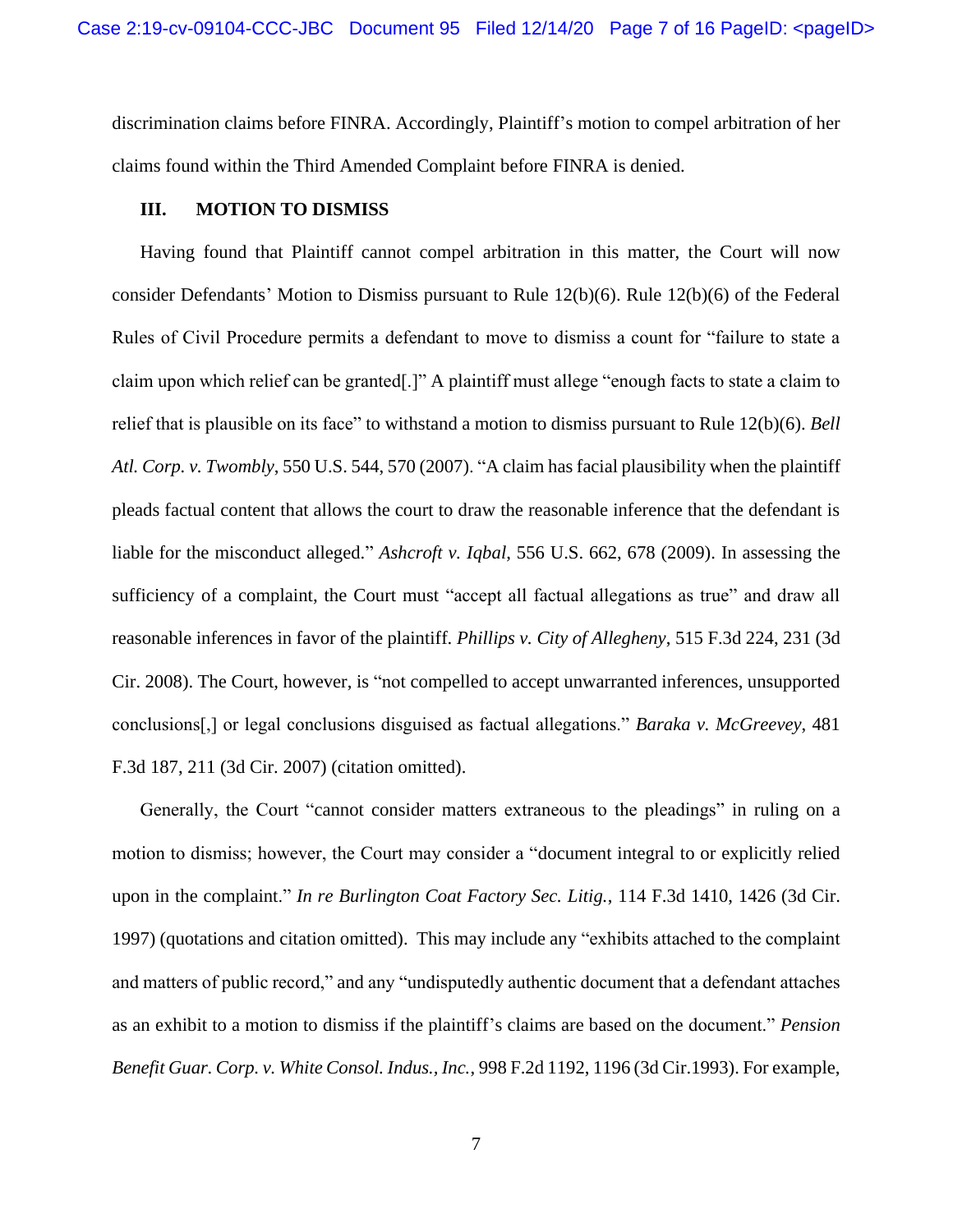discrimination claims before FINRA. Accordingly, Plaintiff's motion to compel arbitration of her claims found within the Third Amended Complaint before FINRA is denied.

### III. MOTION TO DISMISS

Having found that Plaintiff cannot compel arbitration in this matter, the Court will now consider Defendants' Motion to Dismiss pursuant to Rule 12(b)(6). Rule 12(b)(6) of the Federal Rules of Civil Procedure permits a defendant to move to dismiss a count for "failure to state a claim upon which relief can be granted[.]" A plaintiff must allege "enough facts to state a claim to relief that is plausible on its face" to withstand a motion to dismiss pursuant to Rule 12(b)(6). *Bell Atl. Corp. v. Twombly*, 550 U.S. 544, 570 (2007). "A claim has facial plausibility when the plaintiff pleads factual content that allows the court to draw the reasonable inference that the defendant is liable for the misconduct alleged." *Ashcroft v. Iqbal*, 556 U.S. 662, 678 (2009). In assessing the sufficiency of a complaint, the Court must "accept all factual allegations as true" and draw all reasonable inferences in favor of the plaintiff. *Phillips v. City of Allegheny*, 515 F.3d 224, 231 (3d Cir. 2008). The Court, however, is "not compelled to accept unwarranted inferences, unsupported conclusions[,] or legal conclusions disguised as factual allegations." *Baraka v. McGreevey*, 481 F.3d 187, 211 (3d Cir. 2007) (citation omitted).

Generally, the Court "cannot consider matters extraneous to the pleadings" in ruling on a motion to dismiss; however, the Court may consider a "document integral to or explicitly relied upon in the complaint." *In re Burlington Coat Factory Sec. Litig.*, 114 F.3d 1410, 1426 (3d Cir. 1997) (quotations and citation omitted). This may include any "exhibits attached to the complaint and matters of public record," and any "undisputedly authentic document that a defendant attaches as an exhibit to a motion to dismiss if the plaintiff's claims are based on the document." *Pension Benefit Guar. Corp. v. White Consol. Indus., Inc.*, 998 F.2d 1192, 1196 (3d Cir.1993). For example,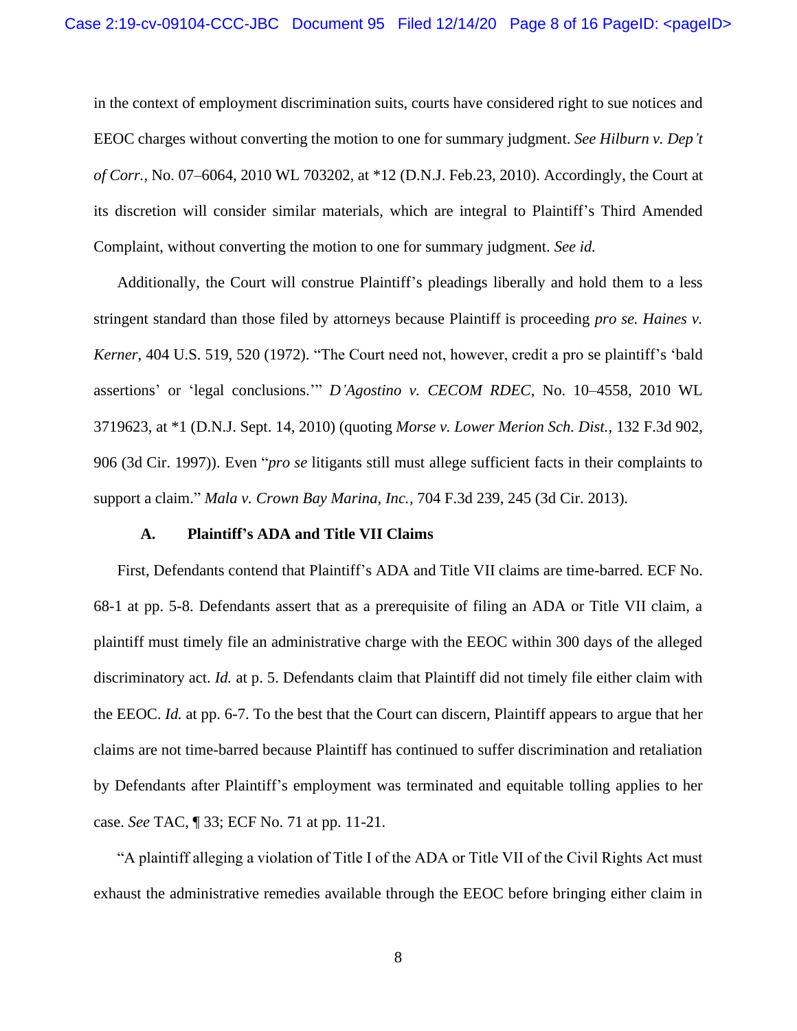in the context of employment discrimination suits, courts have considered right to sue notices and EEOC charges without converting the motion to one for summary judgment. *See Hilburn v. Dep't of Corr.*, No. 07–6064, 2010 WL 703202, at *12 (D.N.J. Feb.23, 2010). Accordingly, the Court at its discretion will consider similar materials, which are integral to Plaintiff's Third Amended Complaint, without converting the motion to one for summary judgment. *See id.*

Additionally, the Court will construe Plaintiff's pleadings liberally and hold them to a less stringent standard than those filed by attorneys because Plaintiff is proceeding *pro se. Haines v. Kerner*, 404 U.S. 519, 520 (1972). "The Court need not, however, credit a pro se plaintiff's 'bald assertions' or 'legal conclusions.'" *D'Agostino v. CECOM RDEC*, No. 10–4558, 2010 WL 3719623, at *1 (D.N.J. Sept. 14, 2010) (quoting *Morse v. Lower Merion Sch. Dist.*, 132 F.3d 902, 906 (3d Cir. 1997)). Even "*pro se* litigants still must allege sufficient facts in their complaints to support a claim." *Mala v. Crown Bay Marina, Inc.*, 704 F.3d 239, 245 (3d Cir. 2013).

### A. Plaintiff's ADA and Title VII Claims

First, Defendants contend that Plaintiff's ADA and Title VII claims are time-barred. ECF No. 68-1 at pp. 5-8. Defendants assert that as a prerequisite of filing an ADA or Title VII claim, a plaintiff must timely file an administrative charge with the EEOC within 300 days of the alleged discriminatory act. *Id.* at p. 5. Defendants claim that Plaintiff did not timely file either claim with the EEOC. *Id.* at pp. 6-7. To the best that the Court can discern, Plaintiff appears to argue that her claims are not time-barred because Plaintiff has continued to suffer discrimination and retaliation by Defendants after Plaintiff's employment was terminated and equitable tolling applies to her case. *See* TAC, ¶ 33; ECF No. 71 at pp. 11-21.

"A plaintiff alleging a violation of Title I of the ADA or Title VII of the Civil Rights Act must exhaust the administrative remedies available through the EEOC before bringing either claim in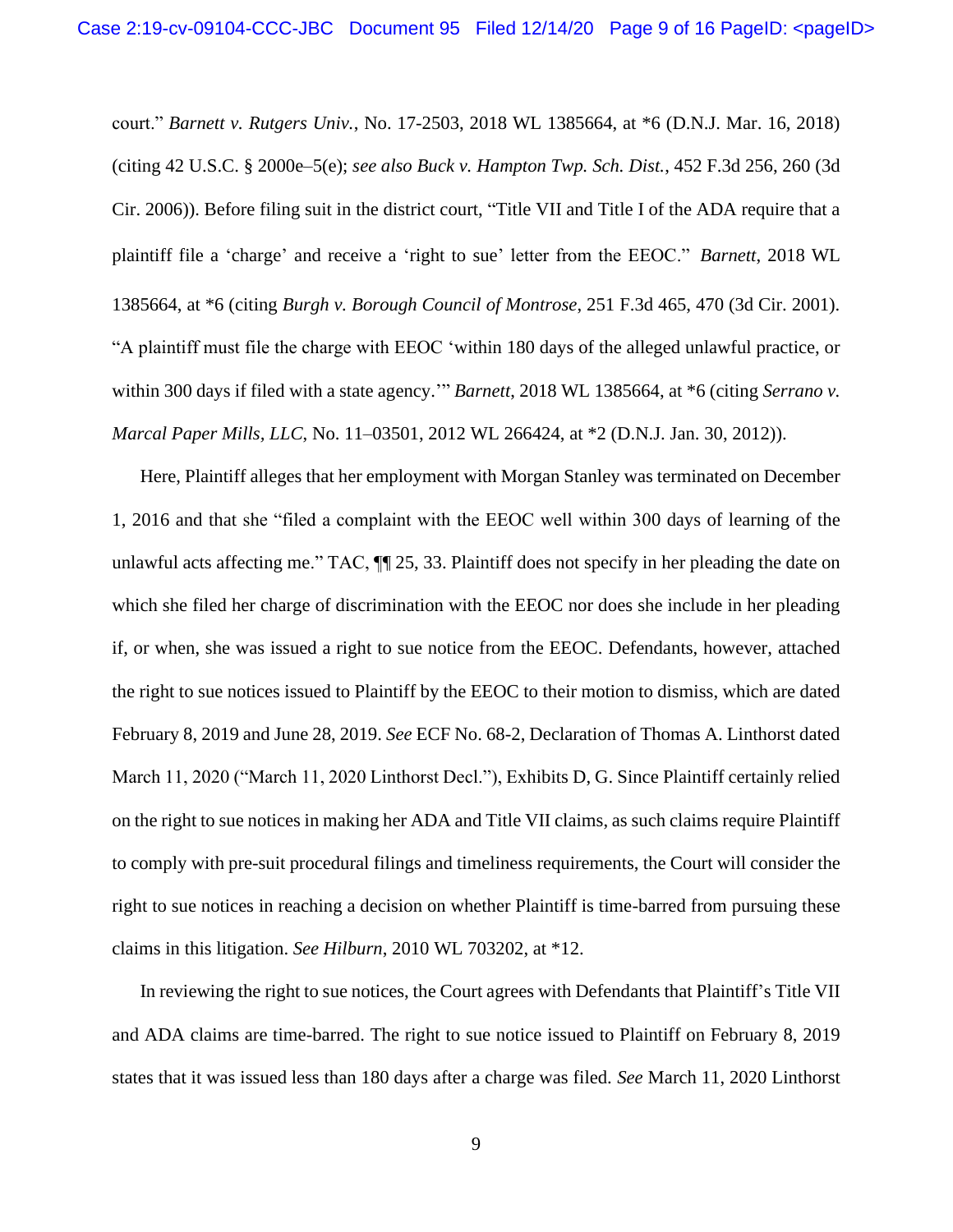court." *Barnett v. Rutgers Univ.*, No. 17-2503, 2018 WL 1385664, at *6 (D.N.J. Mar. 16, 2018) (citing 42 U.S.C. § 2000e–5(e); *see also Buck v. Hampton Twp. Sch. Dist.*, 452 F.3d 256, 260 (3d Cir. 2006)). Before filing suit in the district court, "Title VII and Title I of the ADA require that a plaintiff file a 'charge' and receive a 'right to sue' letter from the EEOC." *Barnett*, 2018 WL 1385664, at *6 (citing *Burgh v. Borough Council of Montrose*, 251 F.3d 465, 470 (3d Cir. 2001). "A plaintiff must file the charge with EEOC 'within 180 days of the alleged unlawful practice, or within 300 days if filed with a state agency.'" *Barnett*, 2018 WL 1385664, at *6 (citing *Serrano v. Marcal Paper Mills, LLC*, No. 11–03501, 2012 WL 266424, at *2 (D.N.J. Jan. 30, 2012)).

Here, Plaintiff alleges that her employment with Morgan Stanley was terminated on December 1, 2016 and that she "filed a complaint with the EEOC well within 300 days of learning of the unlawful acts affecting me." TAC, ¶¶ 25, 33. Plaintiff does not specify in her pleading the date on which she filed her charge of discrimination with the EEOC nor does she include in her pleading if, or when, she was issued a right to sue notice from the EEOC. Defendants, however, attached the right to sue notices issued to Plaintiff by the EEOC to their motion to dismiss, which are dated February 8, 2019 and June 28, 2019. *See* ECF No. 68-2, Declaration of Thomas A. Linthorst dated March 11, 2020 ("March 11, 2020 Linthorst Decl."), Exhibits D, G. Since Plaintiff certainly relied on the right to sue notices in making her ADA and Title VII claims, as such claims require Plaintiff to comply with pre-suit procedural filings and timeliness requirements, the Court will consider the right to sue notices in reaching a decision on whether Plaintiff is time-barred from pursuing these claims in this litigation. *See Hilburn*, 2010 WL 703202, at *12.

In reviewing the right to sue notices, the Court agrees with Defendants that Plaintiff's Title VII and ADA claims are time-barred. The right to sue notice issued to Plaintiff on February 8, 2019 states that it was issued less than 180 days after a charge was filed. *See* March 11, 2020 Linthorst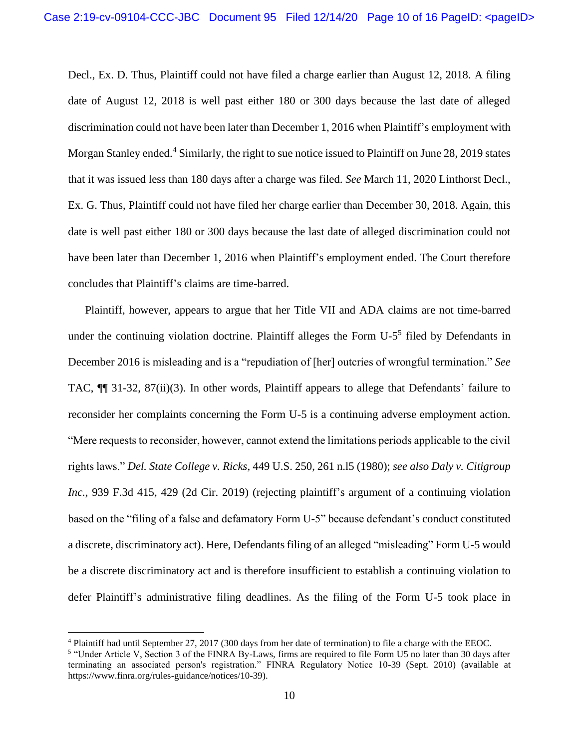Decl., Ex. D. Thus, Plaintiff could not have filed a charge earlier than August 12, 2018. A filing date of August 12, 2018 is well past either 180 or 300 days because the last date of alleged discrimination could not have been later than December 1, 2016 when Plaintiff's employment with Morgan Stanley ended.[4] Similarly, the right to sue notice issued to Plaintiff on June 28, 2019 states that it was issued less than 180 days after a charge was filed. *See* March 11, 2020 Linthorst Decl., Ex. G. Thus, Plaintiff could not have filed her charge earlier than December 30, 2018. Again, this date is well past either 180 or 300 days because the last date of alleged discrimination could not have been later than December 1, 2016 when Plaintiff's employment ended. The Court therefore concludes that Plaintiff's claims are time-barred.

Plaintiff, however, appears to argue that her Title VII and ADA claims are not time-barred under the continuing violation doctrine. Plaintiff alleges the Form U-5[5] filed by Defendants in December 2016 is misleading and is a "repudiation of [her] outcries of wrongful termination." *See* TAC, ¶¶ 31-32, 87(ii)(3). In other words, Plaintiff appears to allege that Defendants' failure to reconsider her complaints concerning the Form U-5 is a continuing adverse employment action. "Mere requests to reconsider, however, cannot extend the limitations periods applicable to the civil rights laws." *Del. State College v. Ricks*, 449 U.S. 250, 261 n.l5 (1980); *see also Daly v. Citigroup Inc.*, 939 F.3d 415, 429 (2d Cir. 2019) (rejecting plaintiff's argument of a continuing violation based on the "filing of a false and defamatory Form U-5" because defendant's conduct constituted a discrete, discriminatory act). Here, Defendants filing of an alleged "misleading" Form U-5 would be a discrete discriminatory act and is therefore insufficient to establish a continuing violation to defer Plaintiff's administrative filing deadlines. As the filing of the Form U-5 took place in

---

[4] Plaintiff had until September 27, 2017 (300 days from her date of termination) to file a charge with the EEOC.

[5] "Under Article V, Section 3 of the FINRA By-Laws, firms are required to file Form U5 no later than 30 days after terminating an associated person's registration." FINRA Regulatory Notice 10-39 (Sept. 2010) (available at https://www.finra.org/rules-guidance/notices/10-39).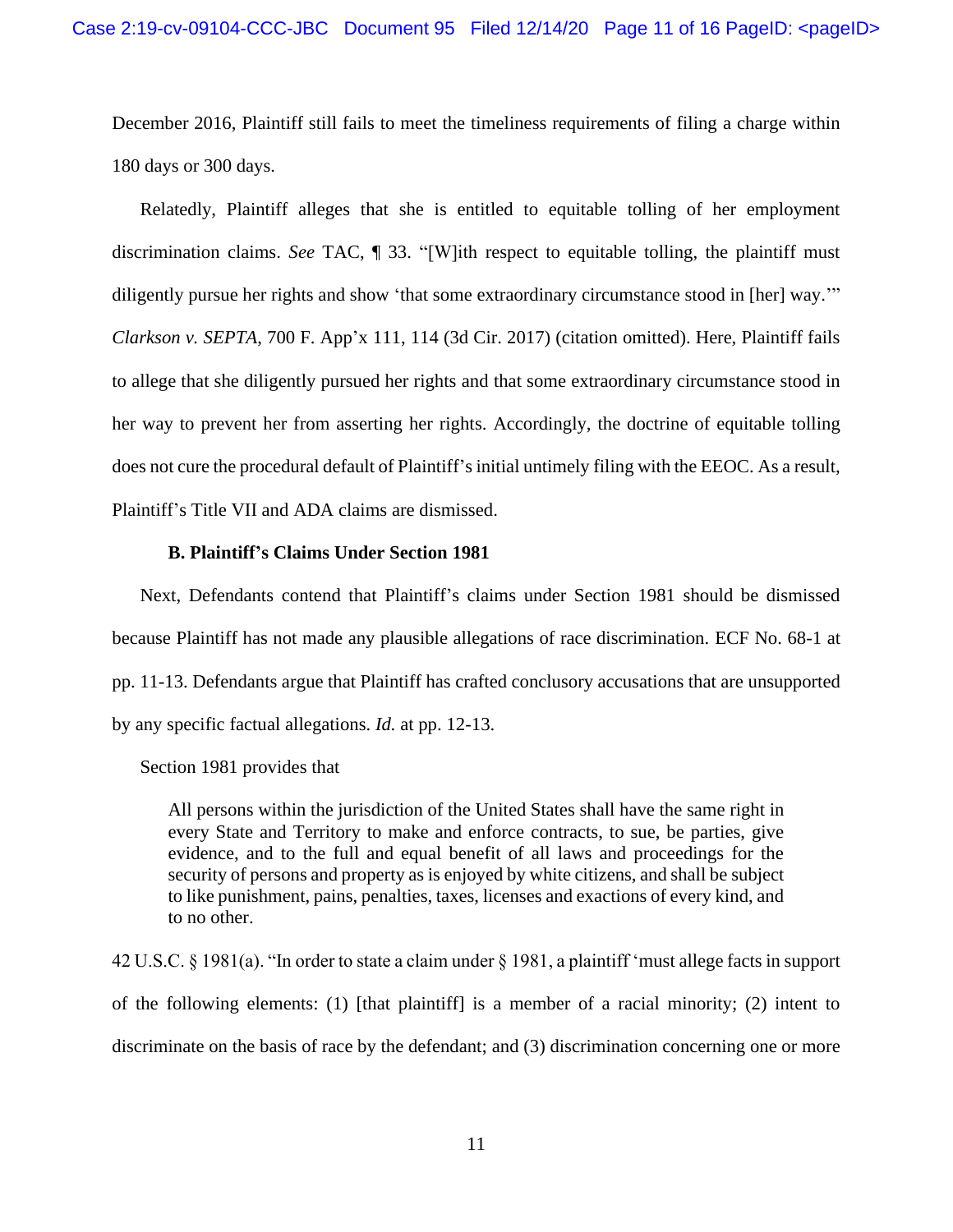December 2016, Plaintiff still fails to meet the timeliness requirements of filing a charge within 180 days or 300 days.

Relatedly, Plaintiff alleges that she is entitled to equitable tolling of her employment discrimination claims. *See* TAC, ¶ 33. "[W]ith respect to equitable tolling, the plaintiff must diligently pursue her rights and show 'that some extraordinary circumstance stood in [her] way.'" *Clarkson v. SEPTA*, 700 F. App'x 111, 114 (3d Cir. 2017) (citation omitted). Here, Plaintiff fails to allege that she diligently pursued her rights and that some extraordinary circumstance stood in her way to prevent her from asserting her rights. Accordingly, the doctrine of equitable tolling does not cure the procedural default of Plaintiff's initial untimely filing with the EEOC. As a result, Plaintiff's Title VII and ADA claims are dismissed.

**B. Plaintiff's Claims Under Section 1981**

Next, Defendants contend that Plaintiff's claims under Section 1981 should be dismissed because Plaintiff has not made any plausible allegations of race discrimination. ECF No. 68-1 at pp. 11-13. Defendants argue that Plaintiff has crafted conclusory accusations that are unsupported by any specific factual allegations. *Id.* at pp. 12-13.

Section 1981 provides that

> All persons within the jurisdiction of the United States shall have the same right in every State and Territory to make and enforce contracts, to sue, be parties, give evidence, and to the full and equal benefit of all laws and proceedings for the security of persons and property as is enjoyed by white citizens, and shall be subject to like punishment, pains, penalties, taxes, licenses and exactions of every kind, and to no other.

42 U.S.C. § 1981(a). "In order to state a claim under § 1981, a plaintiff 'must allege facts in support of the following elements: (1) [that plaintiff] is a member of a racial minority; (2) intent to discriminate on the basis of race by the defendant; and (3) discrimination concerning one or more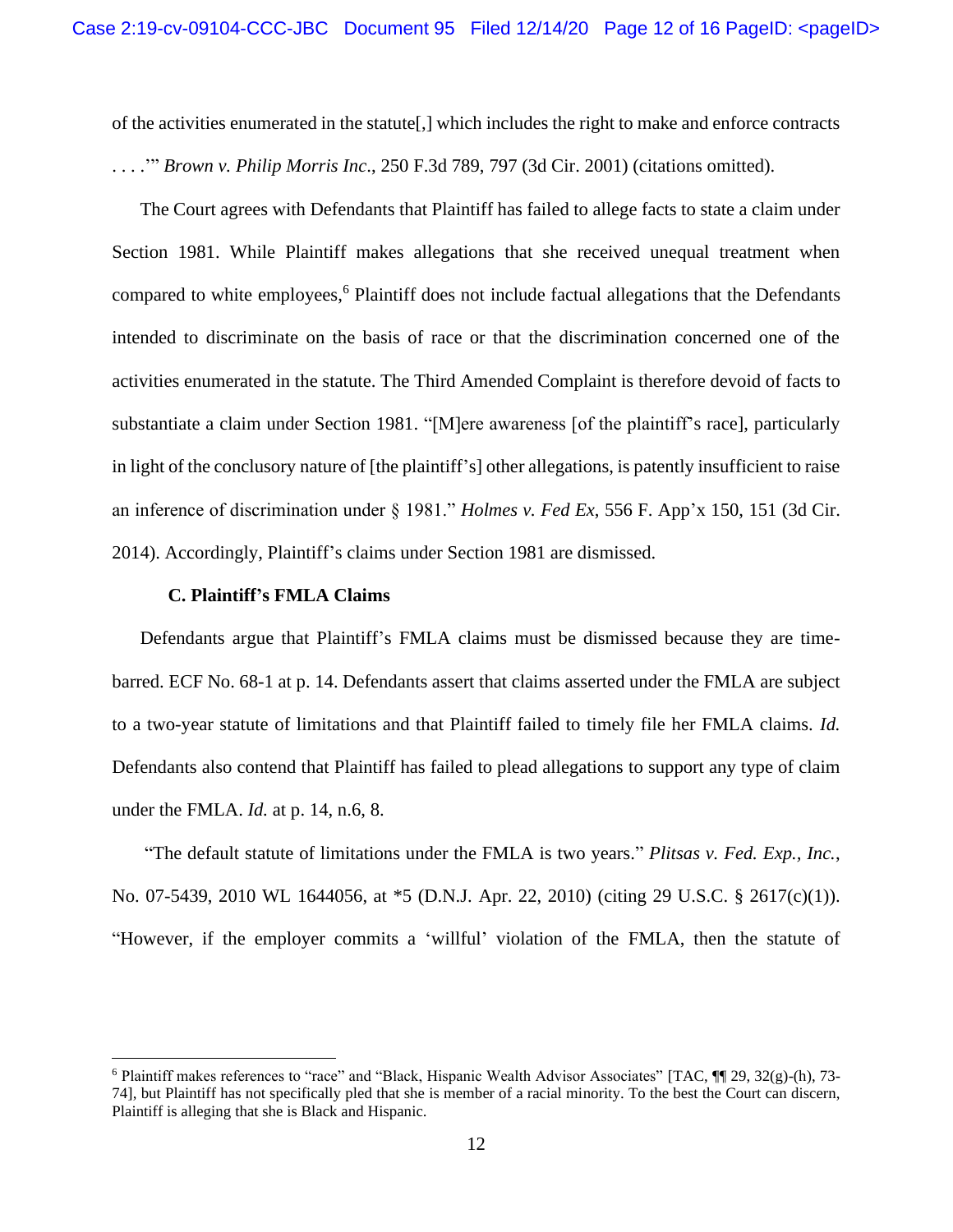of the activities enumerated in the statute[,] which includes the right to make and enforce contracts . . . .'" *Brown v. Philip Morris Inc.*, 250 F.3d 789, 797 (3d Cir. 2001) (citations omitted).

The Court agrees with Defendants that Plaintiff has failed to allege facts to state a claim under Section 1981. While Plaintiff makes allegations that she received unequal treatment when compared to white employees,[6] Plaintiff does not include factual allegations that the Defendants intended to discriminate on the basis of race or that the discrimination concerned one of the activities enumerated in the statute. The Third Amended Complaint is therefore devoid of facts to substantiate a claim under Section 1981. "[M]ere awareness [of the plaintiff's race], particularly in light of the conclusory nature of [the plaintiff's] other allegations, is patently insufficient to raise an inference of discrimination under § 1981." *Holmes v. Fed Ex*, 556 F. App'x 150, 151 (3d Cir. 2014). Accordingly, Plaintiff's claims under Section 1981 are dismissed.

**C. Plaintiff's FMLA Claims**

Defendants argue that Plaintiff's FMLA claims must be dismissed because they are time-barred. ECF No. 68-1 at p. 14. Defendants assert that claims asserted under the FMLA are subject to a two-year statute of limitations and that Plaintiff failed to timely file her FMLA claims. *Id.* Defendants also contend that Plaintiff has failed to plead allegations to support any type of claim under the FMLA. *Id.* at p. 14, n.6, 8.

"The default statute of limitations under the FMLA is two years." *Plitsas v. Fed. Exp., Inc.*, No. 07-5439, 2010 WL 1644056, at *5 (D.N.J. Apr. 22, 2010) (citing 29 U.S.C. § 2617(c)(1)). "However, if the employer commits a 'willful' violation of the FMLA, then the statute of

---

[6] Plaintiff makes references to "race" and "Black, Hispanic Wealth Advisor Associates" [TAC, ¶¶ 29, 32(g)-(h), 73-74], but Plaintiff has not specifically pled that she is member of a racial minority. To the best the Court can discern, Plaintiff is alleging that she is Black and Hispanic.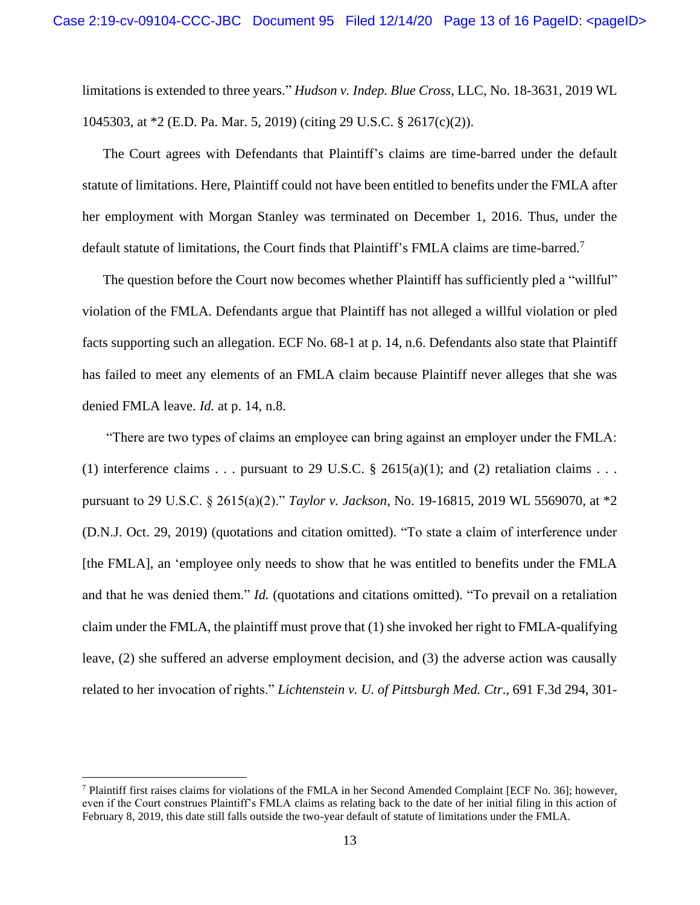limitations is extended to three years." *Hudson v. Indep. Blue Cross*, LLC, No. 18-3631, 2019 WL 1045303, at *2 (E.D. Pa. Mar. 5, 2019) (citing 29 U.S.C. § 2617(c)(2)).

The Court agrees with Defendants that Plaintiff's claims are time-barred under the default statute of limitations. Here, Plaintiff could not have been entitled to benefits under the FMLA after her employment with Morgan Stanley was terminated on December 1, 2016. Thus, under the default statute of limitations, the Court finds that Plaintiff's FMLA claims are time-barred.[7]

The question before the Court now becomes whether Plaintiff has sufficiently pled a "willful" violation of the FMLA. Defendants argue that Plaintiff has not alleged a willful violation or pled facts supporting such an allegation. ECF No. 68-1 at p. 14, n.6. Defendants also state that Plaintiff has failed to meet any elements of an FMLA claim because Plaintiff never alleges that she was denied FMLA leave. *Id.* at p. 14, n.8.

"There are two types of claims an employee can bring against an employer under the FMLA: (1) interference claims . . . pursuant to 29 U.S.C. § 2615(a)(1); and (2) retaliation claims . . . pursuant to 29 U.S.C. § 2615(a)(2)." *Taylor v. Jackson*, No. 19-16815, 2019 WL 5569070, at *2 (D.N.J. Oct. 29, 2019) (quotations and citation omitted). "To state a claim of interference under [the FMLA], an 'employee only needs to show that he was entitled to benefits under the FMLA and that he was denied them." *Id.* (quotations and citations omitted). "To prevail on a retaliation claim under the FMLA, the plaintiff must prove that (1) she invoked her right to FMLA-qualifying leave, (2) she suffered an adverse employment decision, and (3) the adverse action was causally related to her invocation of rights." *Lichtenstein v. U. of Pittsburgh Med. Ctr*., 691 F.3d 294, 301-

[7] Plaintiff first raises claims for violations of the FMLA in her Second Amended Complaint [ECF No. 36]; however, even if the Court construes Plaintiff's FMLA claims as relating back to the date of her initial filing in this action of February 8, 2019, this date still falls outside the two-year default of statute of limitations under the FMLA.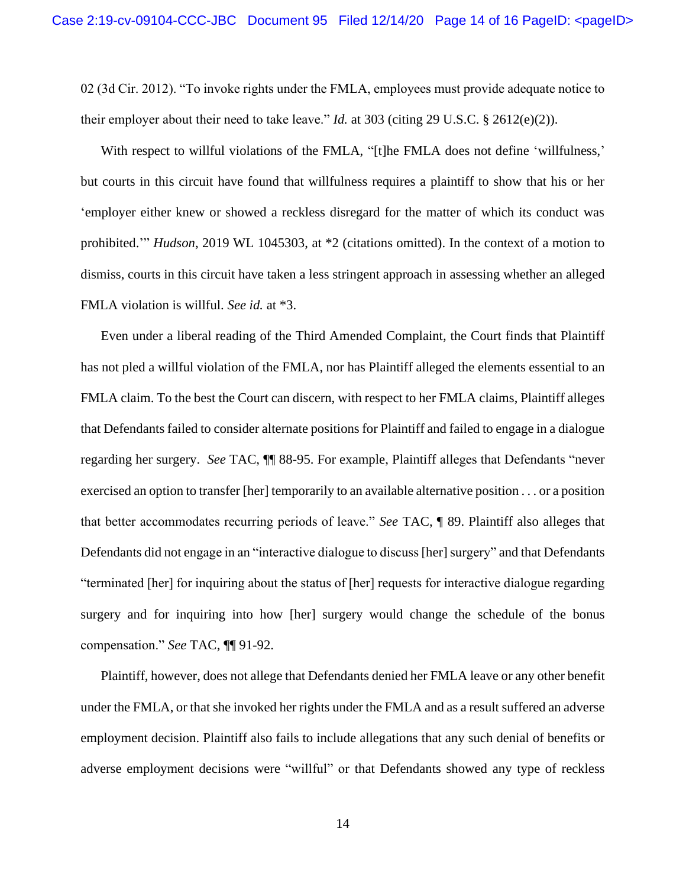02 (3d Cir. 2012). "To invoke rights under the FMLA, employees must provide adequate notice to their employer about their need to take leave." *Id.* at 303 (citing 29 U.S.C. § 2612(e)(2)).

With respect to willful violations of the FMLA, "[t]he FMLA does not define 'willfulness,' but courts in this circuit have found that willfulness requires a plaintiff to show that his or her 'employer either knew or showed a reckless disregard for the matter of which its conduct was prohibited.'" *Hudson*, 2019 WL 1045303, at *2 (citations omitted). In the context of a motion to dismiss, courts in this circuit have taken a less stringent approach in assessing whether an alleged FMLA violation is willful. *See id.* at *3.

Even under a liberal reading of the Third Amended Complaint, the Court finds that Plaintiff has not pled a willful violation of the FMLA, nor has Plaintiff alleged the elements essential to an FMLA claim. To the best the Court can discern, with respect to her FMLA claims, Plaintiff alleges that Defendants failed to consider alternate positions for Plaintiff and failed to engage in a dialogue regarding her surgery. *See* TAC, ¶¶ 88-95. For example, Plaintiff alleges that Defendants "never exercised an option to transfer [her] temporarily to an available alternative position . . . or a position that better accommodates recurring periods of leave." *See* TAC, ¶ 89. Plaintiff also alleges that Defendants did not engage in an "interactive dialogue to discuss [her] surgery" and that Defendants "terminated [her] for inquiring about the status of [her] requests for interactive dialogue regarding surgery and for inquiring into how [her] surgery would change the schedule of the bonus compensation." *See* TAC, ¶¶ 91-92.

Plaintiff, however, does not allege that Defendants denied her FMLA leave or any other benefit under the FMLA, or that she invoked her rights under the FMLA and as a result suffered an adverse employment decision. Plaintiff also fails to include allegations that any such denial of benefits or adverse employment decisions were "willful" or that Defendants showed any type of reckless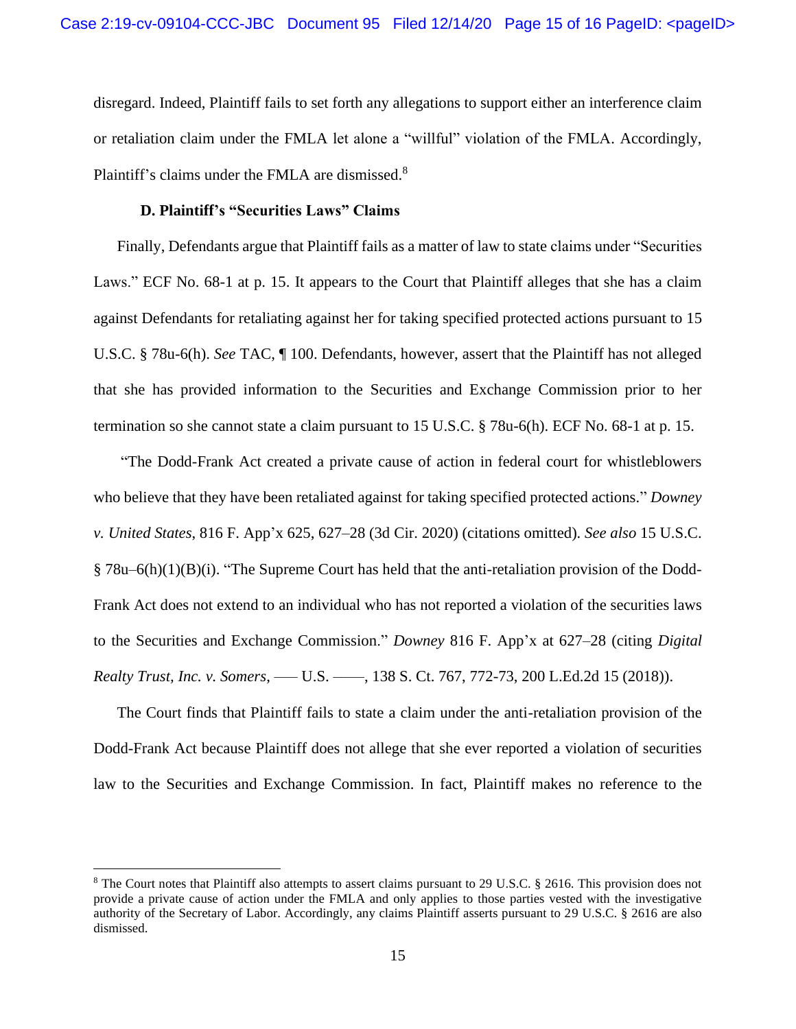disregard. Indeed, Plaintiff fails to set forth any allegations to support either an interference claim or retaliation claim under the FMLA let alone a "willful" violation of the FMLA. Accordingly, Plaintiff's claims under the FMLA are dismissed.[8]

**D. Plaintiff's "Securities Laws" Claims**

Finally, Defendants argue that Plaintiff fails as a matter of law to state claims under "Securities Laws." ECF No. 68-1 at p. 15. It appears to the Court that Plaintiff alleges that she has a claim against Defendants for retaliating against her for taking specified protected actions pursuant to 15 U.S.C. § 78u-6(h). *See* TAC, ¶ 100. Defendants, however, assert that the Plaintiff has not alleged that she has provided information to the Securities and Exchange Commission prior to her termination so she cannot state a claim pursuant to 15 U.S.C. § 78u-6(h). ECF No. 68-1 at p. 15.

"The Dodd-Frank Act created a private cause of action in federal court for whistleblowers who believe that they have been retaliated against for taking specified protected actions." *Downey v. United States*, 816 F. App'x 625, 627–28 (3d Cir. 2020) (citations omitted). *See also* 15 U.S.C. § 78u–6(h)(1)(B)(i). "The Supreme Court has held that the anti-retaliation provision of the Dodd-Frank Act does not extend to an individual who has not reported a violation of the securities laws to the Securities and Exchange Commission." *Downey* 816 F. App'x at 627–28 (citing *Digital Realty Trust, Inc. v. Somers*, ––– U.S. ––––, 138 S. Ct. 767, 772-73, 200 L.Ed.2d 15 (2018)).

The Court finds that Plaintiff fails to state a claim under the anti-retaliation provision of the Dodd-Frank Act because Plaintiff does not allege that she ever reported a violation of securities law to the Securities and Exchange Commission. In fact, Plaintiff makes no reference to the

---

[8] The Court notes that Plaintiff also attempts to assert claims pursuant to 29 U.S.C. § 2616. This provision does not provide a private cause of action under the FMLA and only applies to those parties vested with the investigative authority of the Secretary of Labor. Accordingly, any claims Plaintiff asserts pursuant to 29 U.S.C. § 2616 are also dismissed.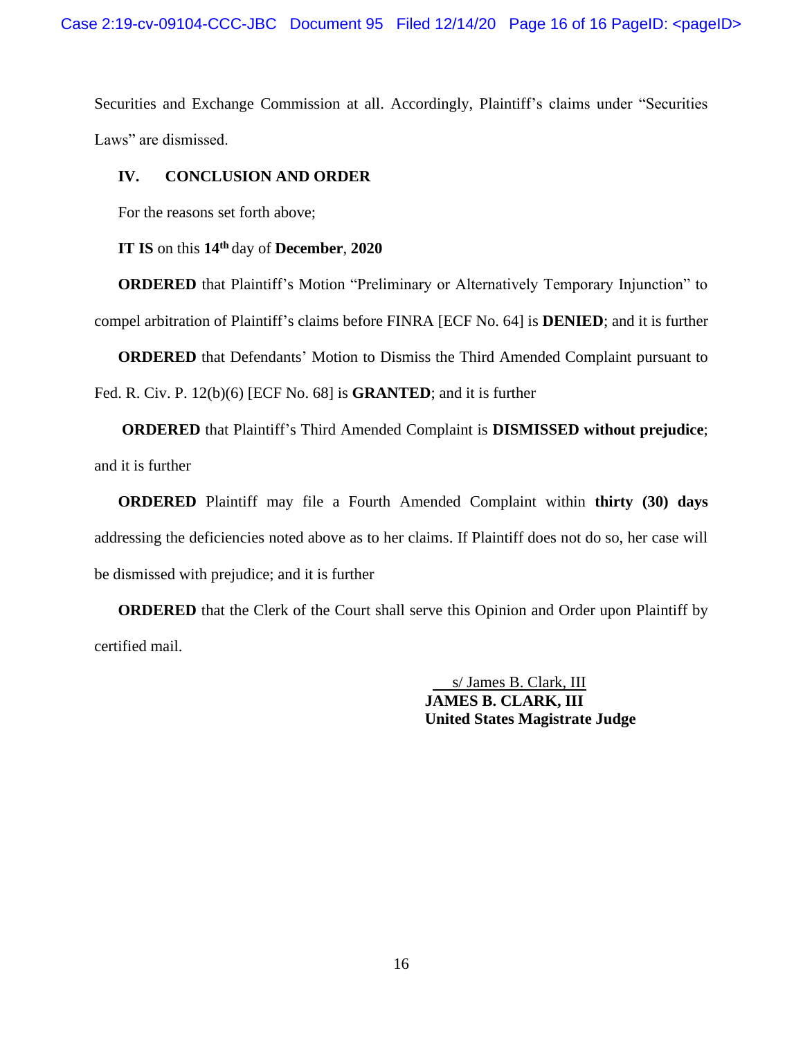Securities and Exchange Commission at all. Accordingly, Plaintiff's claims under "Securities Laws" are dismissed.

## IV. CONCLUSION AND ORDER

For the reasons set forth above;

**IT IS** on this **14th** day of **December**, **2020**

**ORDERED** that Plaintiff's Motion "Preliminary or Alternatively Temporary Injunction" to compel arbitration of Plaintiff's claims before FINRA [ECF No. 64] is **DENIED**; and it is further

**ORDERED** that Defendants' Motion to Dismiss the Third Amended Complaint pursuant to Fed. R. Civ. P. 12(b)(6) [ECF No. 68] is **GRANTED**; and it is further

**ORDERED** that Plaintiff's Third Amended Complaint is **DISMISSED without prejudice**; and it is further

**ORDERED** Plaintiff may file a Fourth Amended Complaint within **thirty (30) days** addressing the deficiencies noted above as to her claims. If Plaintiff does not do so, her case will be dismissed with prejudice; and it is further

**ORDERED** that the Clerk of the Court shall serve this Opinion and Order upon Plaintiff by certified mail.

s/ James B. Clark, III
**JAMES B. CLARK, III**
**United States Magistrate Judge**